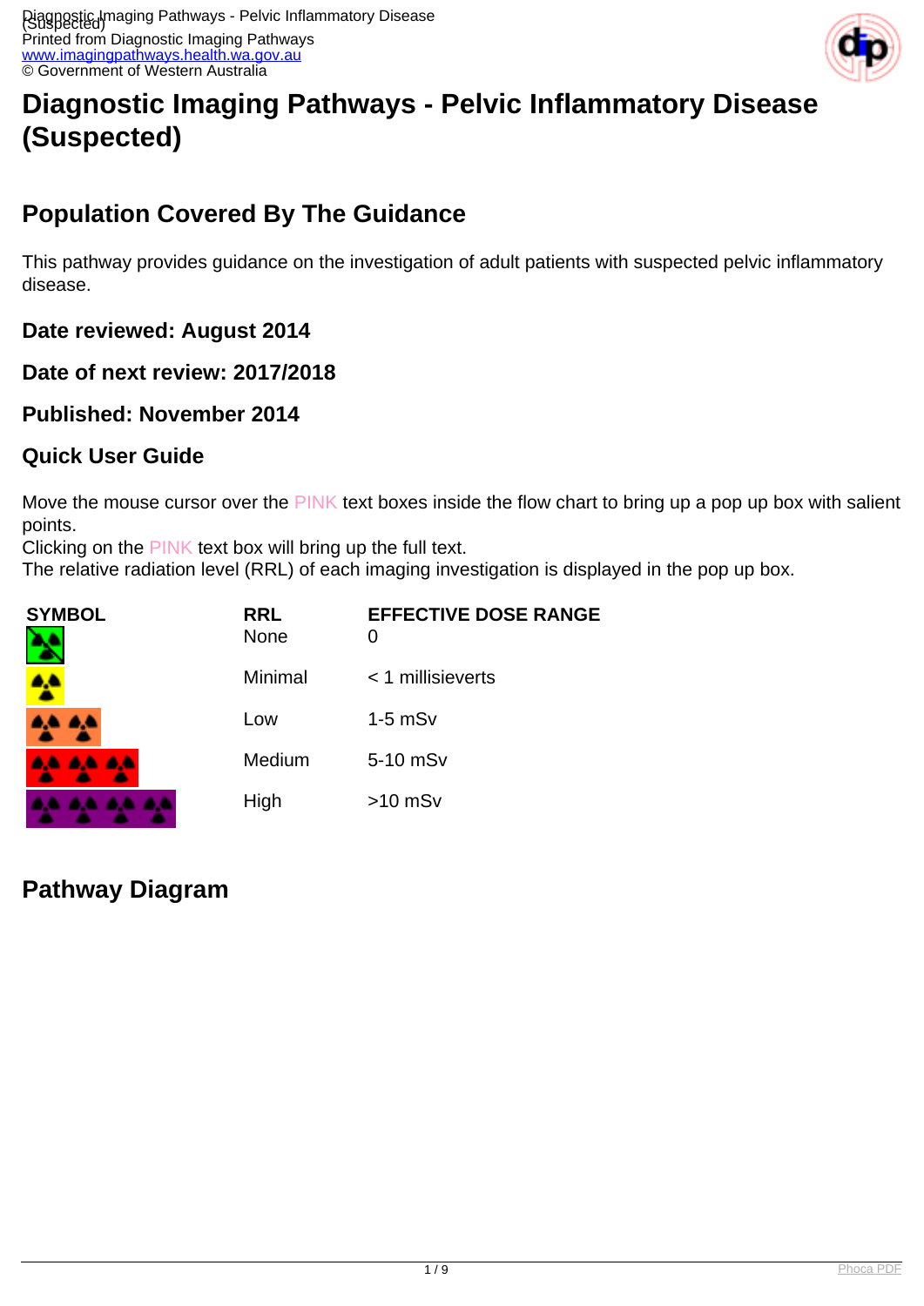# Diagnostic Imaging Pathways - Pelvic Inflammatory Disease (Suspected)

## Population Covered By The Guidance

This pathway provides guidance on the investigation of adult patients with suspected pelvic inflammatory disease.

### Date reviewed: August 2014

### Date of next review: 2017/2018

### Published: November 2014

### Quick User Guide

Move the mouse cursor over the PINK text boxes inside the flow chart to bring up a pop up box with salient points.
Clicking on the PINK text box will bring up the full text.
The relative radiation level (RRL) of each imaging investigation is displayed in the pop up box.

| SYMBOL | RRL | EFFECTIVE DOSE RANGE |
| --- | --- | --- |
| | None | 0 |
| | Minimal | < 1 millisieverts |
| | Low | 1-5 mSv |
| | Medium | 5-10 mSv |
| | High | >10 mSv |

## Pathway Diagram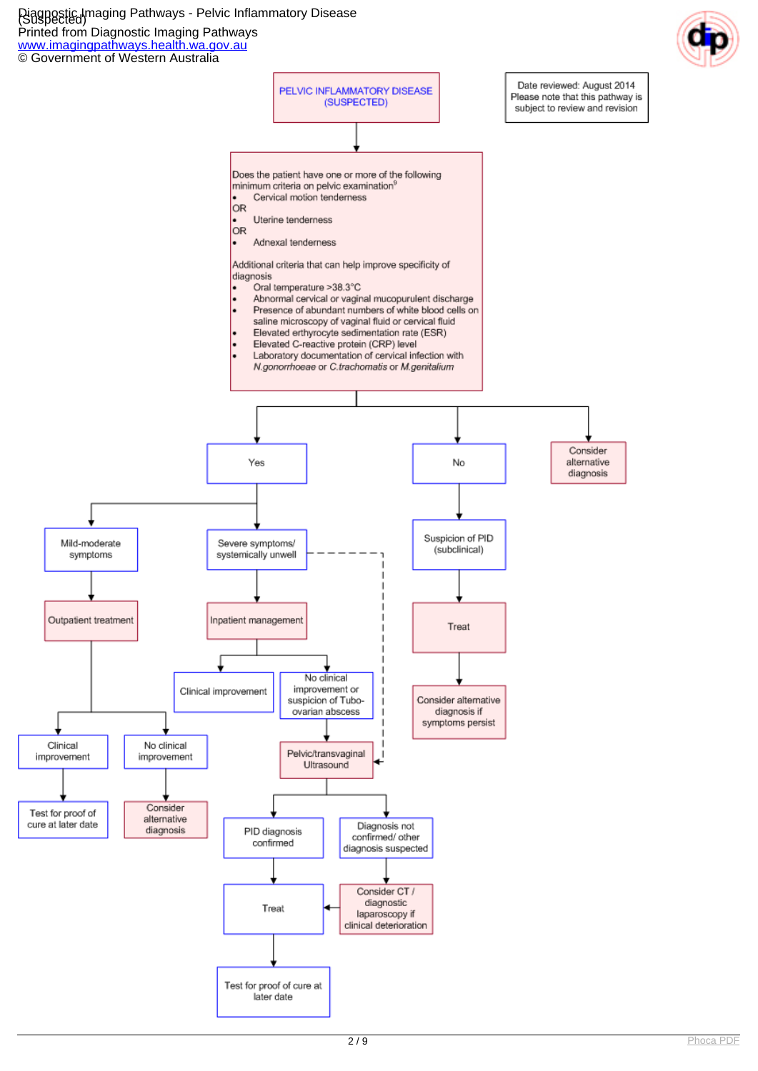PELVIC INFLAMMATORY DISEASE (SUSPECTED)

Date reviewed: August 2014
Please note that this pathway is subject to review and revision

Does the patient have one or more of the following minimum criteria on pelvic examination[9]

- Cervical motion tenderness

OR

- Uterine tenderness

OR

- Adnexal tenderness

Additional criteria that can help improve specificity of diagnosis

- Oral temperature >38.3°C
- Abnormal cervical or vaginal mucopurulent discharge
- Presence of abundant numbers of white blood cells on saline microscopy of vaginal fluid or cervical fluid
- Elevated erythrocyte sedimentation rate (ESR)
- Elevated C-reactive protein (CRP) level
- Laboratory documentation of cervical infection with *N.gonorrhoeae* or *C.trachomatis* or *M.genitalium*

**Yes**

- Mild-moderate symptoms → Outpatient treatment
  - Clinical improvement → Test for proof of cure at later date
  - No clinical improvement → Consider alternative diagnosis
- Severe symptoms/ systemically unwell → Inpatient management (and directly → Pelvic/transvaginal Ultrasound)
  - Clinical improvement
  - No clinical improvement or suspicion of Tubo-ovarian abscess → Pelvic/transvaginal Ultrasound
    - PID diagnosis confirmed → Treat → Test for proof of cure at later date
    - Diagnosis not confirmed/ other diagnosis suspected → Consider CT / diagnostic laparoscopy if clinical deterioration → Treat

**No**

- Suspicion of PID (subclinical) → Treat → Consider alternative diagnosis if symptoms persist

**Consider alternative diagnosis**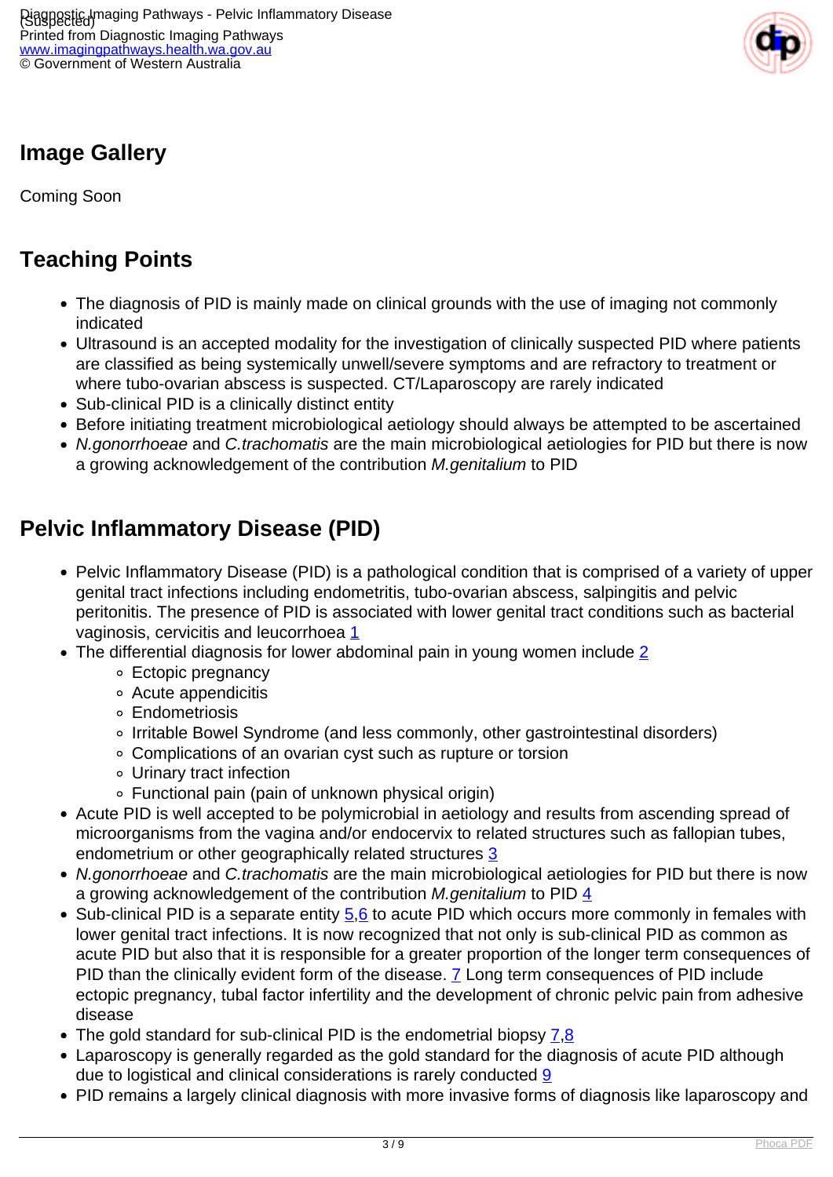## Image Gallery

Coming Soon

## Teaching Points

- The diagnosis of PID is mainly made on clinical grounds with the use of imaging not commonly indicated
- Ultrasound is an accepted modality for the investigation of clinically suspected PID where patients are classified as being systemically unwell/severe symptoms and are refractory to treatment or where tubo-ovarian abscess is suspected. CT/Laparoscopy are rarely indicated
- Sub-clinical PID is a clinically distinct entity
- Before initiating treatment microbiological aetiology should always be attempted to be ascertained
- *N.gonorrhoeae* and *C.trachomatis* are the main microbiological aetiologies for PID but there is now a growing acknowledgement of the contribution *M.genitalium* to PID

## Pelvic Inflammatory Disease (PID)

- Pelvic Inflammatory Disease (PID) is a pathological condition that is comprised of a variety of upper genital tract infections including endometritis, tubo-ovarian abscess, salpingitis and pelvic peritonitis. The presence of PID is associated with lower genital tract conditions such as bacterial vaginosis, cervicitis and leucorrhoea [1]
- The differential diagnosis for lower abdominal pain in young women include [2]
  - Ectopic pregnancy
  - Acute appendicitis
  - Endometriosis
  - Irritable Bowel Syndrome (and less commonly, other gastrointestinal disorders)
  - Complications of an ovarian cyst such as rupture or torsion
  - Urinary tract infection
  - Functional pain (pain of unknown physical origin)
- Acute PID is well accepted to be polymicrobial in aetiology and results from ascending spread of microorganisms from the vagina and/or endocervix to related structures such as fallopian tubes, endometrium or other geographically related structures [3]
- *N.gonorrhoeae* and *C.trachomatis* are the main microbiological aetiologies for PID but there is now a growing acknowledgement of the contribution *M.genitalium* to PID [4]
- Sub-clinical PID is a separate entity [5,6] to acute PID which occurs more commonly in females with lower genital tract infections. It is now recognized that not only is sub-clinical PID as common as acute PID but also that it is responsible for a greater proportion of the longer term consequences of PID than the clinically evident form of the disease. [7] Long term consequences of PID include ectopic pregnancy, tubal factor infertility and the development of chronic pelvic pain from adhesive disease
- The gold standard for sub-clinical PID is the endometrial biopsy [7,8]
- Laparoscopy is generally regarded as the gold standard for the diagnosis of acute PID although due to logistical and clinical considerations is rarely conducted [9]
- PID remains a largely clinical diagnosis with more invasive forms of diagnosis like laparoscopy and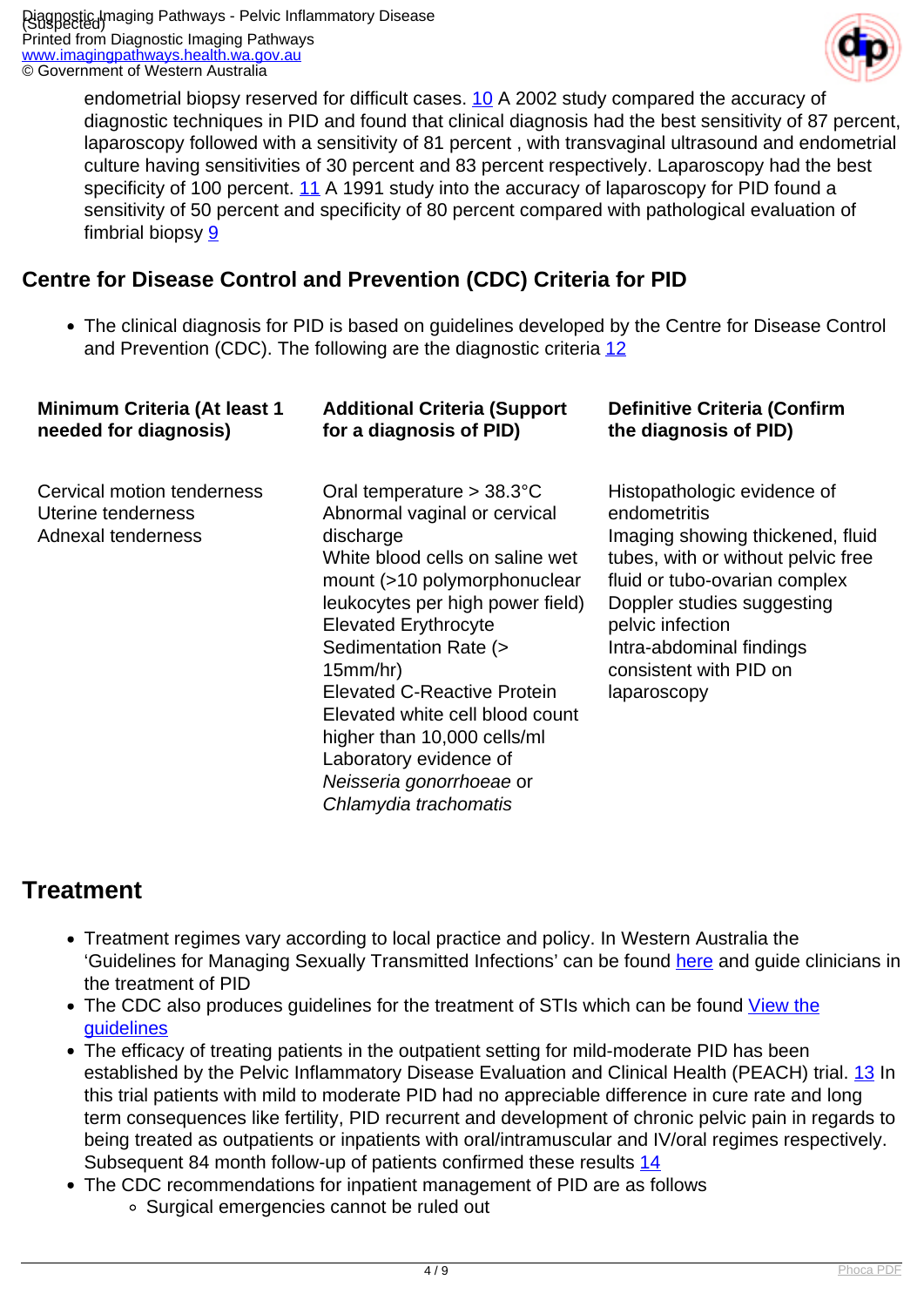endometrial biopsy reserved for difficult cases. [10] A 2002 study compared the accuracy of diagnostic techniques in PID and found that clinical diagnosis had the best sensitivity of 87 percent, laparoscopy followed with a sensitivity of 81 percent , with transvaginal ultrasound and endometrial culture having sensitivities of 30 percent and 83 percent respectively. Laparoscopy had the best specificity of 100 percent. [11] A 1991 study into the accuracy of laparoscopy for PID found a sensitivity of 50 percent and specificity of 80 percent compared with pathological evaluation of fimbrial biopsy [9]

## Centre for Disease Control and Prevention (CDC) Criteria for PID

- The clinical diagnosis for PID is based on guidelines developed by the Centre for Disease Control and Prevention (CDC). The following are the diagnostic criteria [12]

| Minimum Criteria (At least 1 needed for diagnosis) | Additional Criteria (Support for a diagnosis of PID) | Definitive Criteria (Confirm the diagnosis of PID) |
|---|---|---|
| Cervical motion tenderness<br>Uterine tenderness<br>Adnexal tenderness | Oral temperature > 38.3°C<br>Abnormal vaginal or cervical discharge<br>White blood cells on saline wet mount (>10 polymorphonuclear leukocytes per high power field)<br>Elevated Erythrocyte Sedimentation Rate (> 15mm/hr)<br>Elevated C-Reactive Protein<br>Elevated white cell blood count higher than 10,000 cells/ml<br>Laboratory evidence of *Neisseria gonorrhoeae* or *Chlamydia trachomatis* | Histopathologic evidence of endometritis<br>Imaging showing thickened, fluid tubes, with or without pelvic free fluid or tubo-ovarian complex<br>Doppler studies suggesting pelvic infection<br>Intra-abdominal findings consistent with PID on laparoscopy |

# Treatment

- Treatment regimes vary according to local practice and policy. In Western Australia the 'Guidelines for Managing Sexually Transmitted Infections' can be found here and guide clinicians in the treatment of PID
- The CDC also produces guidelines for the treatment of STIs which can be found View the guidelines
- The efficacy of treating patients in the outpatient setting for mild-moderate PID has been established by the Pelvic Inflammatory Disease Evaluation and Clinical Health (PEACH) trial. [13] In this trial patients with mild to moderate PID had no appreciable difference in cure rate and long term consequences like fertility, PID recurrent and development of chronic pelvic pain in regards to being treated as outpatients or inpatients with oral/intramuscular and IV/oral regimes respectively. Subsequent 84 month follow-up of patients confirmed these results [14]
- The CDC recommendations for inpatient management of PID are as follows
  - Surgical emergencies cannot be ruled out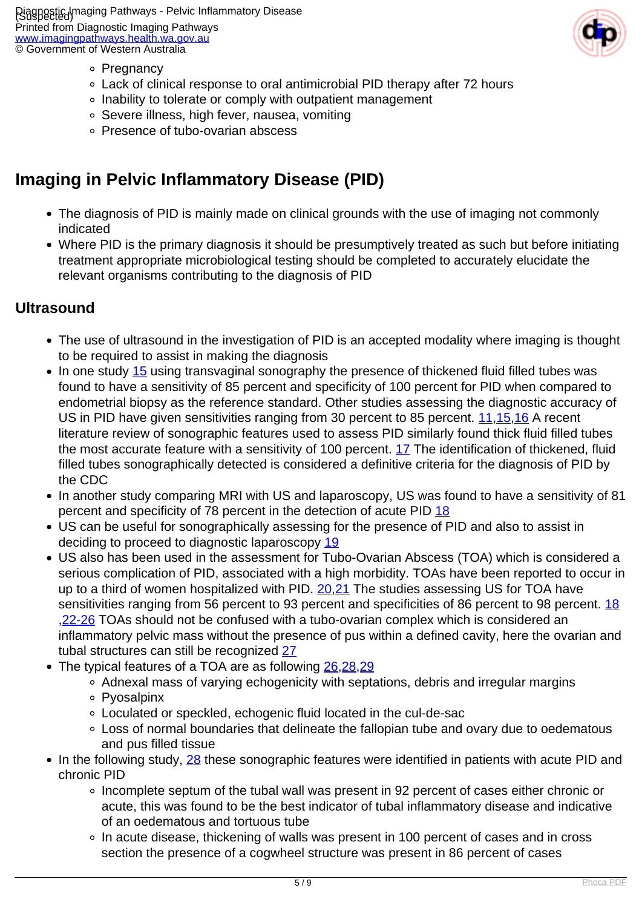- Pregnancy
- Lack of clinical response to oral antimicrobial PID therapy after 72 hours
- Inability to tolerate or comply with outpatient management
- Severe illness, high fever, nausea, vomiting
- Presence of tubo-ovarian abscess

## Imaging in Pelvic Inflammatory Disease (PID)

- The diagnosis of PID is mainly made on clinical grounds with the use of imaging not commonly indicated
- Where PID is the primary diagnosis it should be presumptively treated as such but before initiating treatment appropriate microbiological testing should be completed to accurately elucidate the relevant organisms contributing to the diagnosis of PID

### Ultrasound

- The use of ultrasound in the investigation of PID is an accepted modality where imaging is thought to be required to assist in making the diagnosis
- In one study 15 using transvaginal sonography the presence of thickened fluid filled tubes was found to have a sensitivity of 85 percent and specificity of 100 percent for PID when compared to endometrial biopsy as the reference standard. Other studies assessing the diagnostic accuracy of US in PID have given sensitivities ranging from 30 percent to 85 percent. 11,15,16 A recent literature review of sonographic features used to assess PID similarly found thick fluid filled tubes the most accurate feature with a sensitivity of 100 percent. 17 The identification of thickened, fluid filled tubes sonographically detected is considered a definitive criteria for the diagnosis of PID by the CDC
- In another study comparing MRI with US and laparoscopy, US was found to have a sensitivity of 81 percent and specificity of 78 percent in the detection of acute PID 18
- US can be useful for sonographically assessing for the presence of PID and also to assist in deciding to proceed to diagnostic laparoscopy 19
- US also has been used in the assessment for Tubo-Ovarian Abscess (TOA) which is considered a serious complication of PID, associated with a high morbidity. TOAs have been reported to occur in up to a third of women hospitalized with PID. 20,21 The studies assessing US for TOA have sensitivities ranging from 56 percent to 93 percent and specificities of 86 percent to 98 percent. 18 ,22-26 TOAs should not be confused with a tubo-ovarian complex which is considered an inflammatory pelvic mass without the presence of pus within a defined cavity, here the ovarian and tubal structures can still be recognized 27
- The typical features of a TOA are as following 26,28,29
  - Adnexal mass of varying echogenicity with septations, debris and irregular margins
  - Pyosalpinx
  - Loculated or speckled, echogenic fluid located in the cul-de-sac
  - Loss of normal boundaries that delineate the fallopian tube and ovary due to oedematous and pus filled tissue
- In the following study, 28 these sonographic features were identified in patients with acute PID and chronic PID
  - Incomplete septum of the tubal wall was present in 92 percent of cases either chronic or acute, this was found to be the best indicator of tubal inflammatory disease and indicative of an oedematous and tortuous tube
  - In acute disease, thickening of walls was present in 100 percent of cases and in cross section the presence of a cogwheel structure was present in 86 percent of cases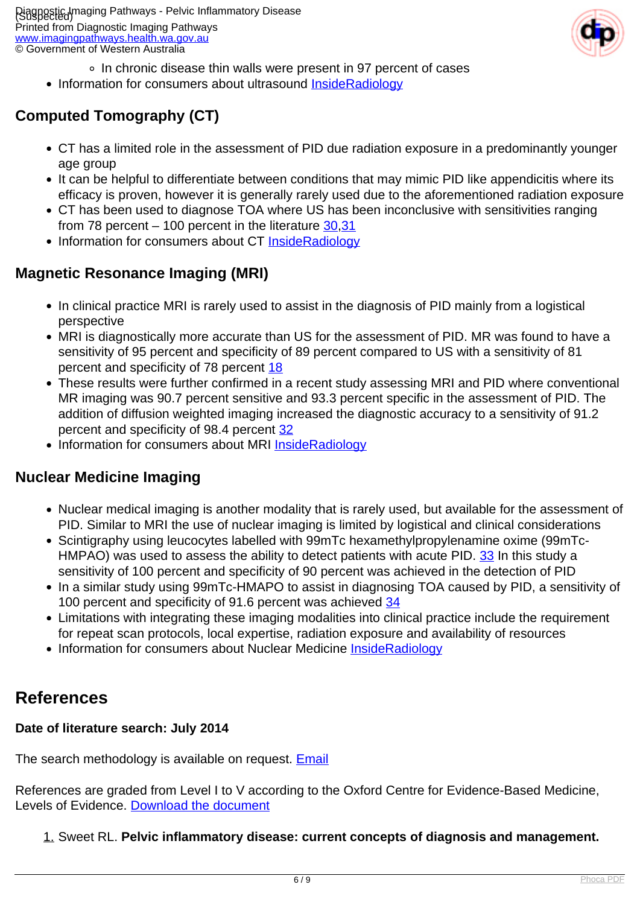- In chronic disease thin walls were present in 97 percent of cases
- Information for consumers about ultrasound InsideRadiology

## Computed Tomography (CT)

- CT has a limited role in the assessment of PID due radiation exposure in a predominantly younger age group
- It can be helpful to differentiate between conditions that may mimic PID like appendicitis where its efficacy is proven, however it is generally rarely used due to the aforementioned radiation exposure
- CT has been used to diagnose TOA where US has been inconclusive with sensitivities ranging from 78 percent – 100 percent in the literature 30,31
- Information for consumers about CT InsideRadiology

## Magnetic Resonance Imaging (MRI)

- In clinical practice MRI is rarely used to assist in the diagnosis of PID mainly from a logistical perspective
- MRI is diagnostically more accurate than US for the assessment of PID. MR was found to have a sensitivity of 95 percent and specificity of 89 percent compared to US with a sensitivity of 81 percent and specificity of 78 percent 18
- These results were further confirmed in a recent study assessing MRI and PID where conventional MR imaging was 90.7 percent sensitive and 93.3 percent specific in the assessment of PID. The addition of diffusion weighted imaging increased the diagnostic accuracy to a sensitivity of 91.2 percent and specificity of 98.4 percent 32
- Information for consumers about MRI InsideRadiology

## Nuclear Medicine Imaging

- Nuclear medical imaging is another modality that is rarely used, but available for the assessment of PID. Similar to MRI the use of nuclear imaging is limited by logistical and clinical considerations
- Scintigraphy using leucocytes labelled with 99mTc hexamethylpropylenamine oxime (99mTc-HMPAO) was used to assess the ability to detect patients with acute PID. 33 In this study a sensitivity of 100 percent and specificity of 90 percent was achieved in the detection of PID
- In a similar study using 99mTc-HMAPO to assist in diagnosing TOA caused by PID, a sensitivity of 100 percent and specificity of 91.6 percent was achieved 34
- Limitations with integrating these imaging modalities into clinical practice include the requirement for repeat scan protocols, local expertise, radiation exposure and availability of resources
- Information for consumers about Nuclear Medicine InsideRadiology

# References

**Date of literature search: July 2014**

The search methodology is available on request. Email

References are graded from Level I to V according to the Oxford Centre for Evidence-Based Medicine, Levels of Evidence. Download the document

1. Sweet RL. **Pelvic inflammatory disease: current concepts of diagnosis and management.**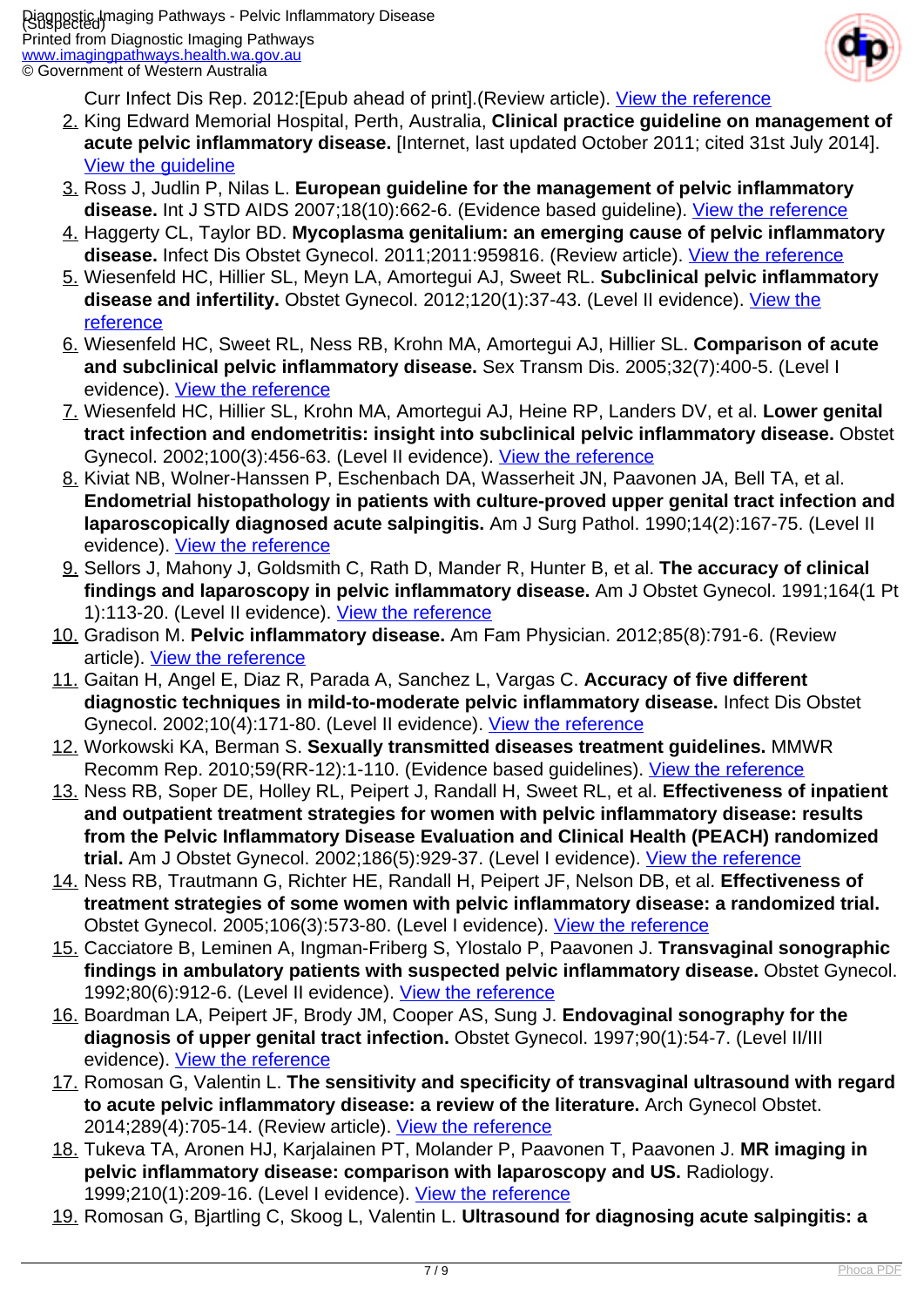Curr Infect Dis Rep. 2012:[Epub ahead of print].(Review article). View the reference

2. King Edward Memorial Hospital, Perth, Australia, **Clinical practice guideline on management of acute pelvic inflammatory disease.** [Internet, last updated October 2011; cited 31st July 2014]. View the guideline
3. Ross J, Judlin P, Nilas L. **European guideline for the management of pelvic inflammatory disease.** Int J STD AIDS 2007;18(10):662-6. (Evidence based guideline). View the reference
4. Haggerty CL, Taylor BD. **Mycoplasma genitalium: an emerging cause of pelvic inflammatory disease.** Infect Dis Obstet Gynecol. 2011;2011:959816. (Review article). View the reference
5. Wiesenfeld HC, Hillier SL, Meyn LA, Amortegui AJ, Sweet RL. **Subclinical pelvic inflammatory disease and infertility.** Obstet Gynecol. 2012;120(1):37-43. (Level II evidence). View the reference
6. Wiesenfeld HC, Sweet RL, Ness RB, Krohn MA, Amortegui AJ, Hillier SL. **Comparison of acute and subclinical pelvic inflammatory disease.** Sex Transm Dis. 2005;32(7):400-5. (Level I evidence). View the reference
7. Wiesenfeld HC, Hillier SL, Krohn MA, Amortegui AJ, Heine RP, Landers DV, et al. **Lower genital tract infection and endometritis: insight into subclinical pelvic inflammatory disease.** Obstet Gynecol. 2002;100(3):456-63. (Level II evidence). View the reference
8. Kiviat NB, Wolner-Hanssen P, Eschenbach DA, Wasserheit JN, Paavonen JA, Bell TA, et al. **Endometrial histopathology in patients with culture-proved upper genital tract infection and laparoscopically diagnosed acute salpingitis.** Am J Surg Pathol. 1990;14(2):167-75. (Level II evidence). View the reference
9. Sellors J, Mahony J, Goldsmith C, Rath D, Mander R, Hunter B, et al. **The accuracy of clinical findings and laparoscopy in pelvic inflammatory disease.** Am J Obstet Gynecol. 1991;164(1 Pt 1):113-20. (Level II evidence). View the reference
10. Gradison M. **Pelvic inflammatory disease.** Am Fam Physician. 2012;85(8):791-6. (Review article). View the reference
11. Gaitan H, Angel E, Diaz R, Parada A, Sanchez L, Vargas C. **Accuracy of five different diagnostic techniques in mild-to-moderate pelvic inflammatory disease.** Infect Dis Obstet Gynecol. 2002;10(4):171-80. (Level II evidence). View the reference
12. Workowski KA, Berman S. **Sexually transmitted diseases treatment guidelines.** MMWR Recomm Rep. 2010;59(RR-12):1-110. (Evidence based guidelines). View the reference
13. Ness RB, Soper DE, Holley RL, Peipert J, Randall H, Sweet RL, et al. **Effectiveness of inpatient and outpatient treatment strategies for women with pelvic inflammatory disease: results from the Pelvic Inflammatory Disease Evaluation and Clinical Health (PEACH) randomized trial.** Am J Obstet Gynecol. 2002;186(5):929-37. (Level I evidence). View the reference
14. Ness RB, Trautmann G, Richter HE, Randall H, Peipert JF, Nelson DB, et al. **Effectiveness of treatment strategies of some women with pelvic inflammatory disease: a randomized trial.** Obstet Gynecol. 2005;106(3):573-80. (Level I evidence). View the reference
15. Cacciatore B, Leminen A, Ingman-Friberg S, Ylostalo P, Paavonen J. **Transvaginal sonographic findings in ambulatory patients with suspected pelvic inflammatory disease.** Obstet Gynecol. 1992;80(6):912-6. (Level II evidence). View the reference
16. Boardman LA, Peipert JF, Brody JM, Cooper AS, Sung J. **Endovaginal sonography for the diagnosis of upper genital tract infection.** Obstet Gynecol. 1997;90(1):54-7. (Level II/III evidence). View the reference
17. Romosan G, Valentin L. **The sensitivity and specificity of transvaginal ultrasound with regard to acute pelvic inflammatory disease: a review of the literature.** Arch Gynecol Obstet. 2014;289(4):705-14. (Review article). View the reference
18. Tukeva TA, Aronen HJ, Karjalainen PT, Molander P, Paavonen T, Paavonen J. **MR imaging in pelvic inflammatory disease: comparison with laparoscopy and US.** Radiology. 1999;210(1):209-16. (Level I evidence). View the reference
19. Romosan G, Bjartling C, Skoog L, Valentin L. **Ultrasound for diagnosing acute salpingitis: a**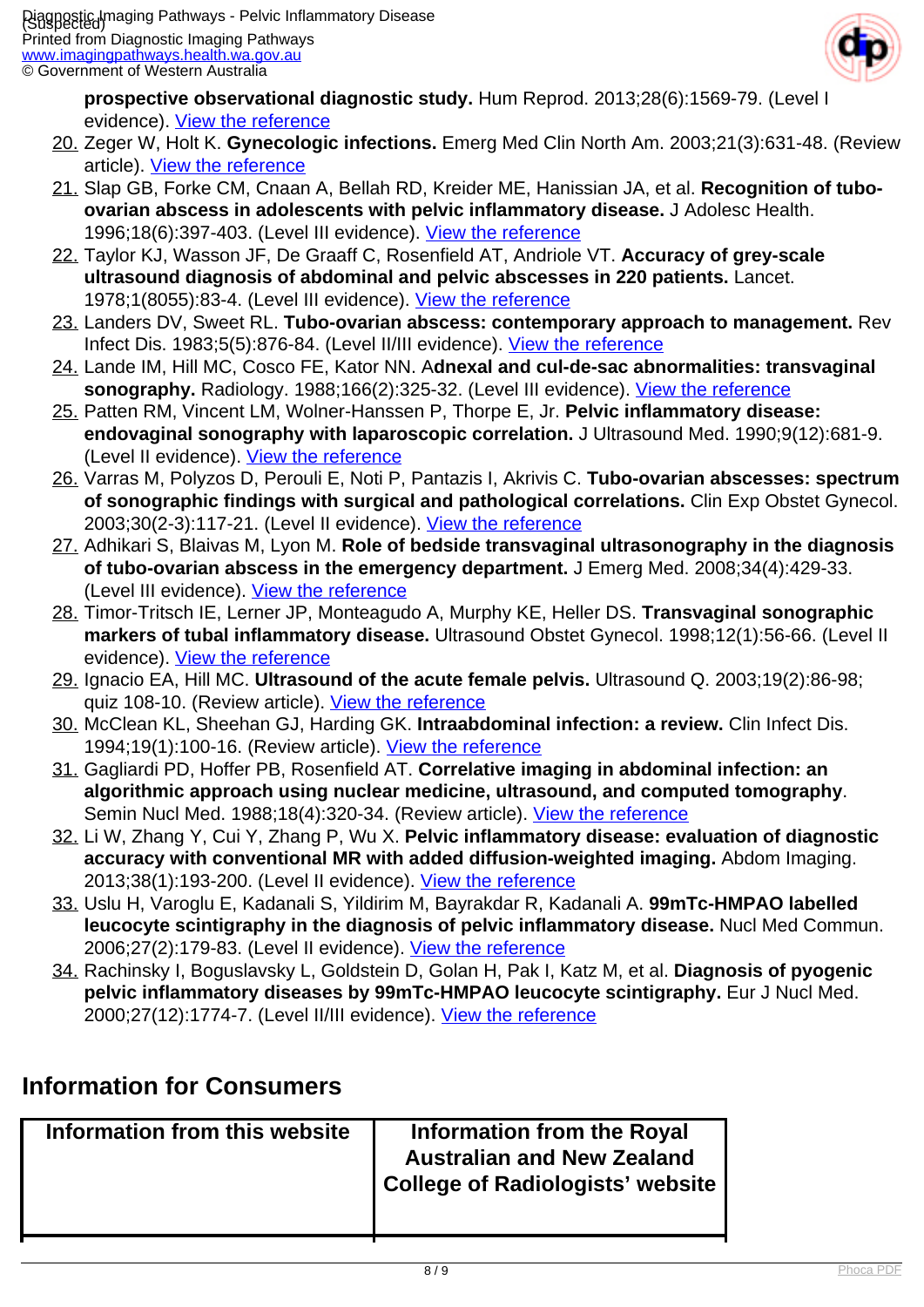**prospective observational diagnostic study.** Hum Reprod. 2013;28(6):1569-79. (Level I evidence). View the reference

20. Zeger W, Holt K. **Gynecologic infections.** Emerg Med Clin North Am. 2003;21(3):631-48. (Review article). View the reference
21. Slap GB, Forke CM, Cnaan A, Bellah RD, Kreider ME, Hanissian JA, et al. **Recognition of tubo-ovarian abscess in adolescents with pelvic inflammatory disease.** J Adolesc Health. 1996;18(6):397-403. (Level III evidence). View the reference
22. Taylor KJ, Wasson JF, De Graaff C, Rosenfield AT, Andriole VT. **Accuracy of grey-scale ultrasound diagnosis of abdominal and pelvic abscesses in 220 patients.** Lancet. 1978;1(8055):83-4. (Level III evidence). View the reference
23. Landers DV, Sweet RL. **Tubo-ovarian abscess: contemporary approach to management.** Rev Infect Dis. 1983;5(5):876-84. (Level II/III evidence). View the reference
24. Lande IM, Hill MC, Cosco FE, Kator NN. **Adnexal and cul-de-sac abnormalities: transvaginal sonography.** Radiology. 1988;166(2):325-32. (Level III evidence). View the reference
25. Patten RM, Vincent LM, Wolner-Hanssen P, Thorpe E, Jr. **Pelvic inflammatory disease: endovaginal sonography with laparoscopic correlation.** J Ultrasound Med. 1990;9(12):681-9. (Level II evidence). View the reference
26. Varras M, Polyzos D, Perouli E, Noti P, Pantazis I, Akrivis C. **Tubo-ovarian abscesses: spectrum of sonographic findings with surgical and pathological correlations.** Clin Exp Obstet Gynecol. 2003;30(2-3):117-21. (Level II evidence). View the reference
27. Adhikari S, Blaivas M, Lyon M. **Role of bedside transvaginal ultrasonography in the diagnosis of tubo-ovarian abscess in the emergency department.** J Emerg Med. 2008;34(4):429-33. (Level III evidence). View the reference
28. Timor-Tritsch IE, Lerner JP, Monteagudo A, Murphy KE, Heller DS. **Transvaginal sonographic markers of tubal inflammatory disease.** Ultrasound Obstet Gynecol. 1998;12(1):56-66. (Level II evidence). View the reference
29. Ignacio EA, Hill MC. **Ultrasound of the acute female pelvis.** Ultrasound Q. 2003;19(2):86-98; quiz 108-10. (Review article). View the reference
30. McClean KL, Sheehan GJ, Harding GK. **Intraabdominal infection: a review.** Clin Infect Dis. 1994;19(1):100-16. (Review article). View the reference
31. Gagliardi PD, Hoffer PB, Rosenfield AT. **Correlative imaging in abdominal infection: an algorithmic approach using nuclear medicine, ultrasound, and computed tomography**. Semin Nucl Med. 1988;18(4):320-34. (Review article). View the reference
32. Li W, Zhang Y, Cui Y, Zhang P, Wu X. **Pelvic inflammatory disease: evaluation of diagnostic accuracy with conventional MR with added diffusion-weighted imaging.** Abdom Imaging. 2013;38(1):193-200. (Level II evidence). View the reference
33. Uslu H, Varoglu E, Kadanali S, Yildirim M, Bayrakdar R, Kadanali A. **99mTc-HMPAO labelled leucocyte scintigraphy in the diagnosis of pelvic inflammatory disease.** Nucl Med Commun. 2006;27(2):179-83. (Level II evidence). View the reference
34. Rachinsky I, Boguslavsky L, Goldstein D, Golan H, Pak I, Katz M, et al. **Diagnosis of pyogenic pelvic inflammatory diseases by 99mTc-HMPAO leucocyte scintigraphy.** Eur J Nucl Med. 2000;27(12):1774-7. (Level II/III evidence). View the reference

## Information for Consumers

| Information from this website | Information from the Royal Australian and New Zealand College of Radiologists' website |
| --- | --- |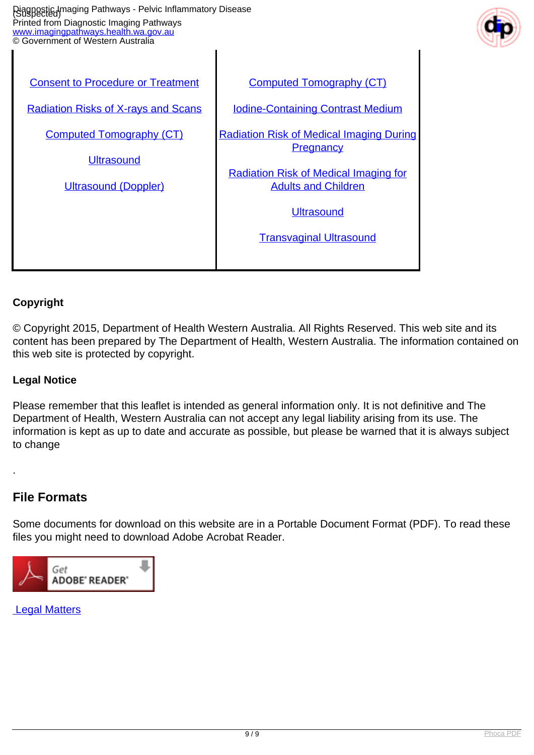| | |
|---|---|
| Consent to Procedure or Treatment<br><br>Radiation Risks of X-rays and Scans<br><br>Computed Tomography (CT)<br><br>Ultrasound<br><br>Ultrasound (Doppler) | Computed Tomography (CT)<br><br>Iodine-Containing Contrast Medium<br><br>Radiation Risk of Medical Imaging During Pregnancy<br><br>Radiation Risk of Medical Imaging for Adults and Children<br><br>Ultrasound<br><br>Transvaginal Ultrasound |

**Copyright**

© Copyright 2015, Department of Health Western Australia. All Rights Reserved. This web site and its content has been prepared by The Department of Health, Western Australia. The information contained on this web site is protected by copyright.

**Legal Notice**

Please remember that this leaflet is intended as general information only. It is not definitive and The Department of Health, Western Australia can not accept any legal liability arising from its use. The information is kept as up to date and accurate as possible, but please be warned that it is always subject to change

.

## File Formats

Some documents for download on this website are in a Portable Document Format (PDF). To read these files you might need to download Adobe Acrobat Reader.

Get ADOBE® READER®

Legal Matters